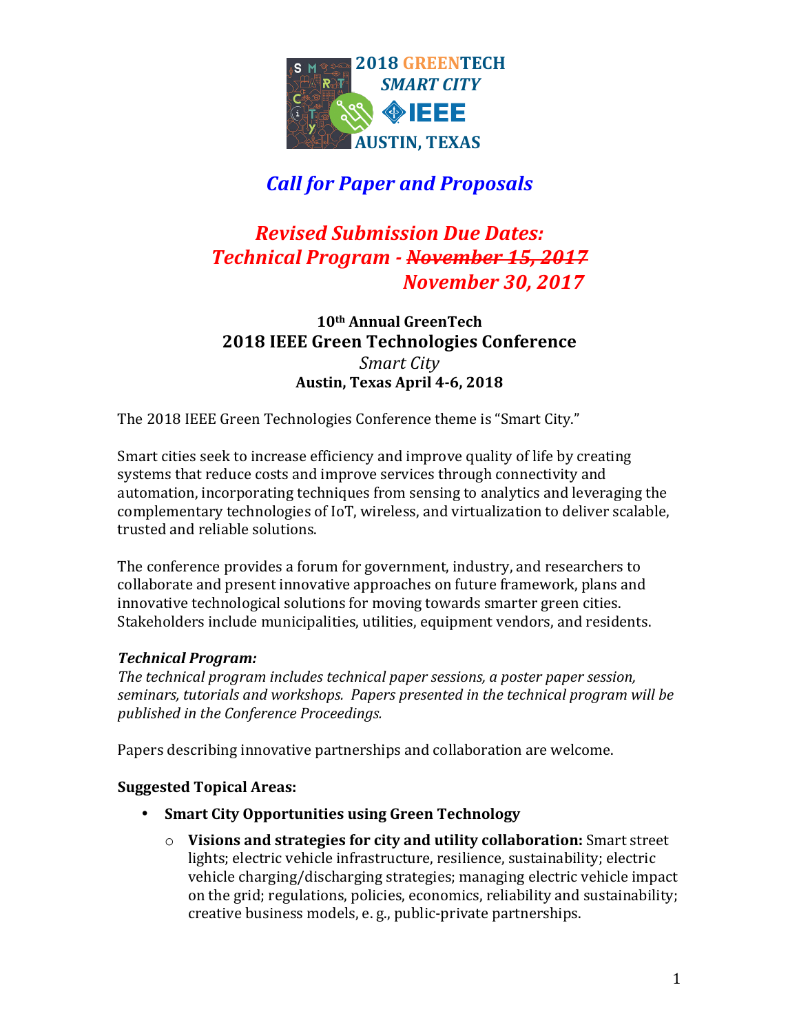2018 GREENTECH
SMART CITY
IEEE
AUSTIN, TEXAS

# *Call for Paper and Proposals*

## *Revised Submission Due Dates:*
## *Technical Program - ~~November 15, 2017~~ November 30, 2017*

**10th Annual GreenTech**

## 2018 IEEE Green Technologies Conference

*Smart City*

**Austin, Texas April 4-6, 2018**

The 2018 IEEE Green Technologies Conference theme is "Smart City."

Smart cities seek to increase efficiency and improve quality of life by creating systems that reduce costs and improve services through connectivity and automation, incorporating techniques from sensing to analytics and leveraging the complementary technologies of IoT, wireless, and virtualization to deliver scalable, trusted and reliable solutions.

The conference provides a forum for government, industry, and researchers to collaborate and present innovative approaches on future framework, plans and innovative technological solutions for moving towards smarter green cities. Stakeholders include municipalities, utilities, equipment vendors, and residents.

***Technical Program:***

*The technical program includes technical paper sessions, a poster paper session, seminars, tutorials and workshops. Papers presented in the technical program will be published in the Conference Proceedings.*

Papers describing innovative partnerships and collaboration are welcome.

**Suggested Topical Areas:**

- **Smart City Opportunities using Green Technology**
  - **Visions and strategies for city and utility collaboration:** Smart street lights; electric vehicle infrastructure, resilience, sustainability; electric vehicle charging/discharging strategies; managing electric vehicle impact on the grid; regulations, policies, economics, reliability and sustainability; creative business models, e. g., public-private partnerships.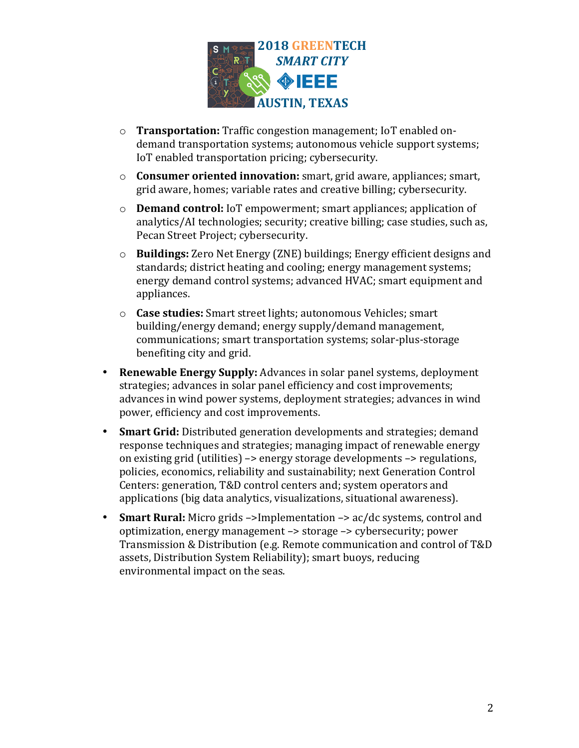- **Transportation:** Traffic congestion management; IoT enabled on-demand transportation systems; autonomous vehicle support systems; IoT enabled transportation pricing; cybersecurity.
- **Consumer oriented innovation:** smart, grid aware, appliances; smart, grid aware, homes; variable rates and creative billing; cybersecurity.
- **Demand control:** IoT empowerment; smart appliances; application of analytics/AI technologies; security; creative billing; case studies, such as, Pecan Street Project; cybersecurity.
- **Buildings:** Zero Net Energy (ZNE) buildings; Energy efficient designs and standards; district heating and cooling; energy management systems; energy demand control systems; advanced HVAC; smart equipment and appliances.
- **Case studies:** Smart street lights; autonomous Vehicles; smart building/energy demand; energy supply/demand management, communications; smart transportation systems; solar-plus-storage benefiting city and grid.

- **Renewable Energy Supply:** Advances in solar panel systems, deployment strategies; advances in solar panel efficiency and cost improvements; advances in wind power systems, deployment strategies; advances in wind power, efficiency and cost improvements.
- **Smart Grid:** Distributed generation developments and strategies; demand response techniques and strategies; managing impact of renewable energy on existing grid (utilities) –> energy storage developments –> regulations, policies, economics, reliability and sustainability; next Generation Control Centers: generation, T&D control centers and; system operators and applications (big data analytics, visualizations, situational awareness).
- **Smart Rural:** Micro grids –>Implementation –> ac/dc systems, control and optimization, energy management –> storage –> cybersecurity; power Transmission & Distribution (e.g. Remote communication and control of T&D assets, Distribution System Reliability); smart buoys, reducing environmental impact on the seas.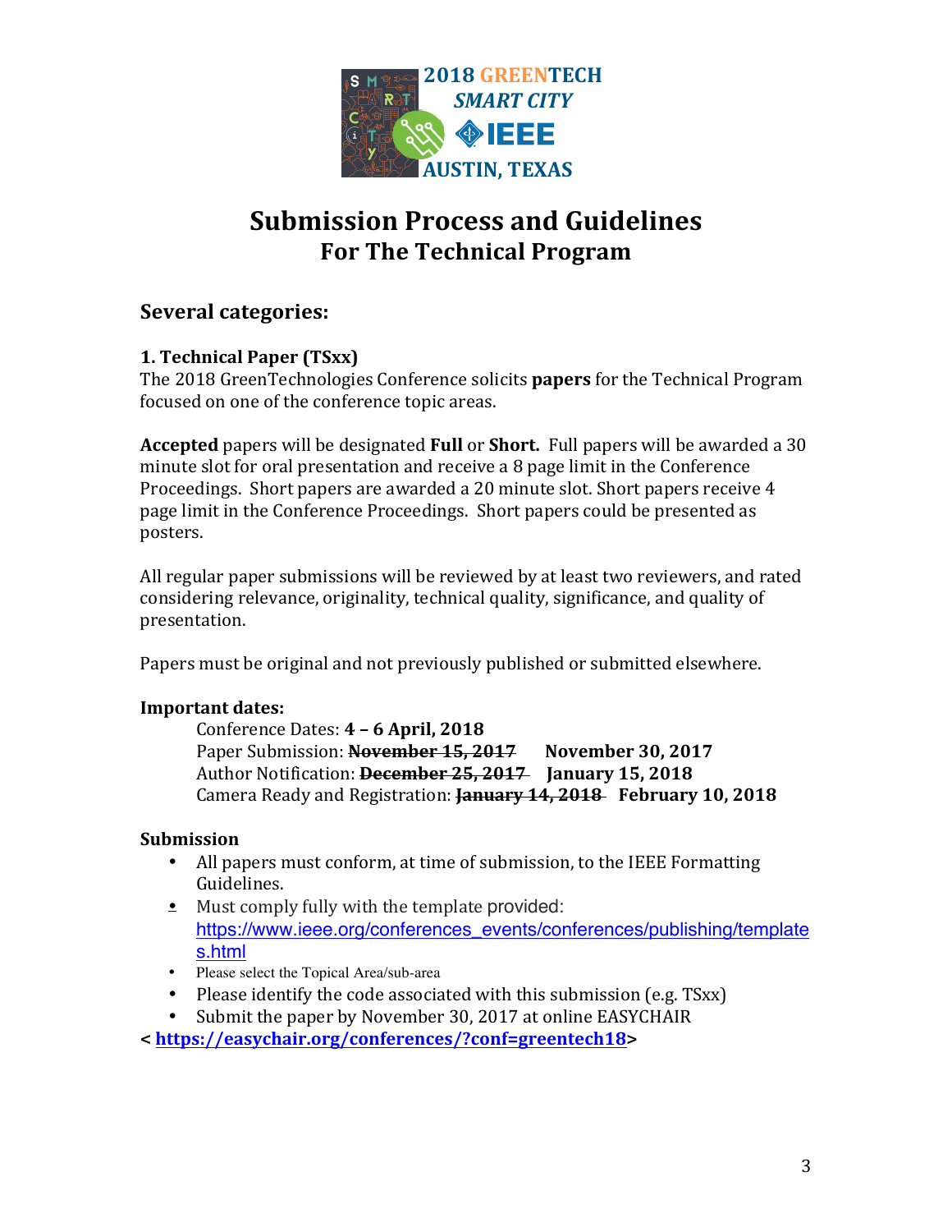2018 GREENTECH
*SMART CITY*
IEEE
AUSTIN, TEXAS

# Submission Process and Guidelines
## For The Technical Program

### Several categories:

**1. Technical Paper (TSxx)**

The 2018 GreenTechnologies Conference solicits **papers** for the Technical Program focused on one of the conference topic areas.

**Accepted** papers will be designated **Full** or **Short.** Full papers will be awarded a 30 minute slot for oral presentation and receive a 8 page limit in the Conference Proceedings. Short papers are awarded a 20 minute slot. Short papers receive 4 page limit in the Conference Proceedings. Short papers could be presented as posters.

All regular paper submissions will be reviewed by at least two reviewers, and rated considering relevance, originality, technical quality, significance, and quality of presentation.

Papers must be original and not previously published or submitted elsewhere.

**Important dates:**

Conference Dates: **4 – 6 April, 2018**
Paper Submission: **~~November 15, 2017~~ November 30, 2017**
Author Notification: **~~December 25, 2017~~ January 15, 2018**
Camera Ready and Registration: **~~January 14, 2018~~ February 10, 2018**

**Submission**

- All papers must conform, at time of submission, to the IEEE Formatting Guidelines.
- Must comply fully with the template provided: https://www.ieee.org/conferences_events/conferences/publishing/templates.html
- Please select the Topical Area/sub-area
- Please identify the code associated with this submission (e.g. TSxx)
- Submit the paper by November 30, 2017 at online EASYCHAIR

**< https://easychair.org/conferences/?conf=greentech18>**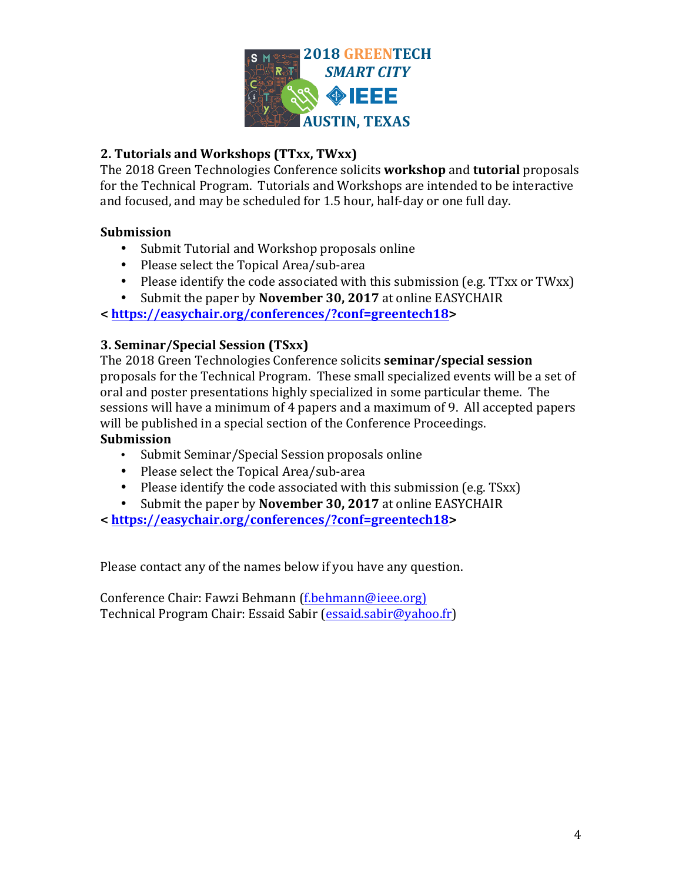## 2. Tutorials and Workshops (TTxx, TWxx)

The 2018 Green Technologies Conference solicits **workshop** and **tutorial** proposals for the Technical Program. Tutorials and Workshops are intended to be interactive and focused, and may be scheduled for 1.5 hour, half-day or one full day.

**Submission**

- Submit Tutorial and Workshop proposals online
- Please select the Topical Area/sub-area
- Please identify the code associated with this submission (e.g. TTxx or TWxx)
- Submit the paper by **November 30, 2017** at online EASYCHAIR

**< https://easychair.org/conferences/?conf=greentech18>**

## 3. Seminar/Special Session (TSxx)

The 2018 Green Technologies Conference solicits **seminar/special session** proposals for the Technical Program. These small specialized events will be a set of oral and poster presentations highly specialized in some particular theme. The sessions will have a minimum of 4 papers and a maximum of 9. All accepted papers will be published in a special section of the Conference Proceedings.

**Submission**

- Submit Seminar/Special Session proposals online
- Please select the Topical Area/sub-area
- Please identify the code associated with this submission (e.g. TSxx)
- Submit the paper by **November 30, 2017** at online EASYCHAIR

**< https://easychair.org/conferences/?conf=greentech18>**

Please contact any of the names below if you have any question.

Conference Chair: Fawzi Behmann (f.behmann@ieee.org)
Technical Program Chair: Essaid Sabir (essaid.sabir@yahoo.fr)